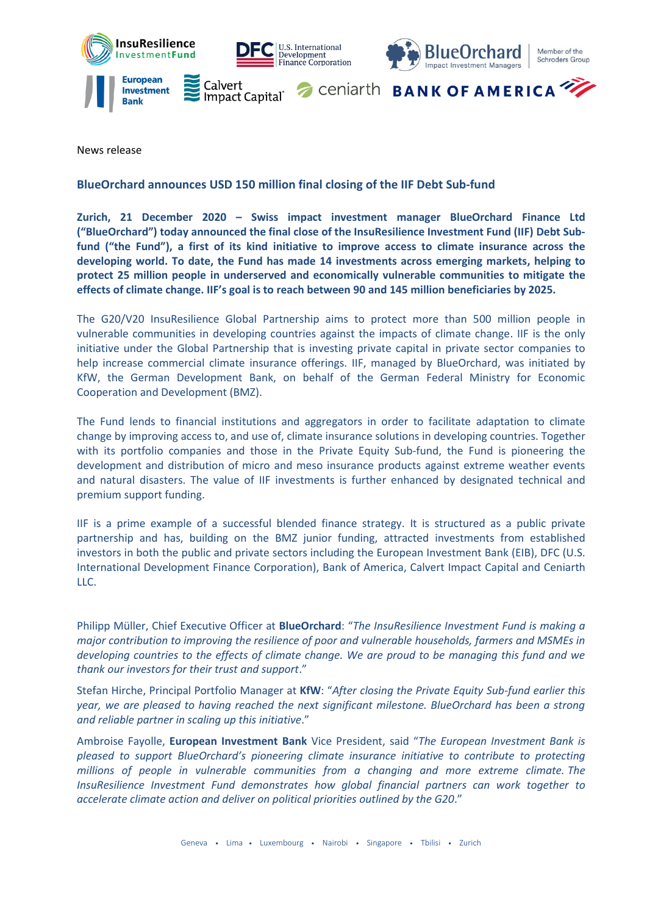News release

## BlueOrchard announces USD 150 million final closing of the IIF Debt Sub-fund

**Zurich, 21 December 2020 – Swiss impact investment manager BlueOrchard Finance Ltd ("BlueOrchard") today announced the final close of the InsuResilience Investment Fund (IIF) Debt Sub-fund ("the Fund"), a first of its kind initiative to improve access to climate insurance across the developing world. To date, the Fund has made 14 investments across emerging markets, helping to protect 25 million people in underserved and economically vulnerable communities to mitigate the effects of climate change. IIF's goal is to reach between 90 and 145 million beneficiaries by 2025.**

The G20/V20 InsuResilience Global Partnership aims to protect more than 500 million people in vulnerable communities in developing countries against the impacts of climate change. IIF is the only initiative under the Global Partnership that is investing private capital in private sector companies to help increase commercial climate insurance offerings. IIF, managed by BlueOrchard, was initiated by KfW, the German Development Bank, on behalf of the German Federal Ministry for Economic Cooperation and Development (BMZ).

The Fund lends to financial institutions and aggregators in order to facilitate adaptation to climate change by improving access to, and use of, climate insurance solutions in developing countries. Together with its portfolio companies and those in the Private Equity Sub-fund, the Fund is pioneering the development and distribution of micro and meso insurance products against extreme weather events and natural disasters. The value of IIF investments is further enhanced by designated technical and premium support funding.

IIF is a prime example of a successful blended finance strategy. It is structured as a public private partnership and has, building on the BMZ junior funding, attracted investments from established investors in both the public and private sectors including the European Investment Bank (EIB), DFC (U.S. International Development Finance Corporation), Bank of America, Calvert Impact Capital and Ceniarth LLC.

Philipp Müller, Chief Executive Officer at **BlueOrchard**: "*The InsuResilience Investment Fund is making a major contribution to improving the resilience of poor and vulnerable households, farmers and MSMEs in developing countries to the effects of climate change. We are proud to be managing this fund and we thank our investors for their trust and support*."

Stefan Hirche, Principal Portfolio Manager at **KfW**: "*After closing the Private Equity Sub-fund earlier this year, we are pleased to having reached the next significant milestone. BlueOrchard has been a strong and reliable partner in scaling up this initiative*."

Ambroise Fayolle, **European Investment Bank** Vice President, said "*The European Investment Bank is pleased to support BlueOrchard's pioneering climate insurance initiative to contribute to protecting millions of people in vulnerable communities from a changing and more extreme climate. The InsuResilience Investment Fund demonstrates how global financial partners can work together to accelerate climate action and deliver on political priorities outlined by the G20*."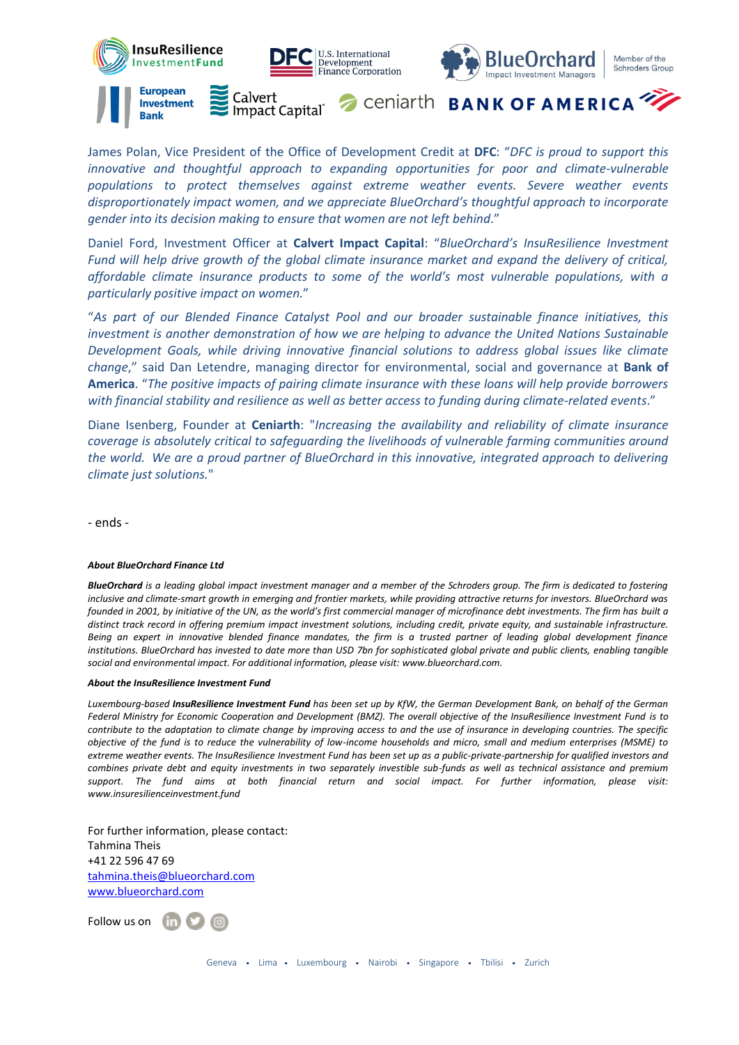James Polan, Vice President of the Office of Development Credit at **DFC**: "*DFC is proud to support this innovative and thoughtful approach to expanding opportunities for poor and climate-vulnerable populations to protect themselves against extreme weather events. Severe weather events disproportionately impact women, and we appreciate BlueOrchard's thoughtful approach to incorporate gender into its decision making to ensure that women are not left behind*."

Daniel Ford, Investment Officer at **Calvert Impact Capital**: "*BlueOrchard's InsuResilience Investment Fund will help drive growth of the global climate insurance market and expand the delivery of critical, affordable climate insurance products to some of the world's most vulnerable populations, with a particularly positive impact on women.*"

"*As part of our Blended Finance Catalyst Pool and our broader sustainable finance initiatives, this investment is another demonstration of how we are helping to advance the United Nations Sustainable Development Goals, while driving innovative financial solutions to address global issues like climate change*," said Dan Letendre, managing director for environmental, social and governance at **Bank of America**. "*The positive impacts of pairing climate insurance with these loans will help provide borrowers with financial stability and resilience as well as better access to funding during climate-related events*."

Diane Isenberg, Founder at **Ceniarth**: "*Increasing the availability and reliability of climate insurance coverage is absolutely critical to safeguarding the livelihoods of vulnerable farming communities around the world. We are a proud partner of BlueOrchard in this innovative, integrated approach to delivering climate just solutions.*"

- ends -

***About BlueOrchard Finance Ltd***

***BlueOrchard** is a leading global impact investment manager and a member of the Schroders group. The firm is dedicated to fostering inclusive and climate-smart growth in emerging and frontier markets, while providing attractive returns for investors. BlueOrchard was founded in 2001, by initiative of the UN, as the world's first commercial manager of microfinance debt investments. The firm has built a distinct track record in offering premium impact investment solutions, including credit, private equity, and sustainable infrastructure. Being an expert in innovative blended finance mandates, the firm is a trusted partner of leading global development finance institutions. BlueOrchard has invested to date more than USD 7bn for sophisticated global private and public clients, enabling tangible social and environmental impact. For additional information, please visit: www.blueorchard.com.*

***About the InsuResilience Investment Fund***

*Luxembourg-based **InsuResilience Investment Fund** has been set up by KfW, the German Development Bank, on behalf of the German Federal Ministry for Economic Cooperation and Development (BMZ). The overall objective of the InsuResilience Investment Fund is to contribute to the adaptation to climate change by improving access to and the use of insurance in developing countries. The specific objective of the fund is to reduce the vulnerability of low-income households and micro, small and medium enterprises (MSME) to extreme weather events. The InsuResilience Investment Fund has been set up as a public-private-partnership for qualified investors and combines private debt and equity investments in two separately investible sub-funds as well as technical assistance and premium support. The fund aims at both financial return and social impact. For further information, please visit: www.insuresilienceinvestment.fund*

For further information, please contact:
Tahmina Theis
+41 22 596 47 69
tahmina.theis@blueorchard.com
www.blueorchard.com

Follow us on

Geneva • Lima • Luxembourg • Nairobi • Singapore • Tbilisi • Zurich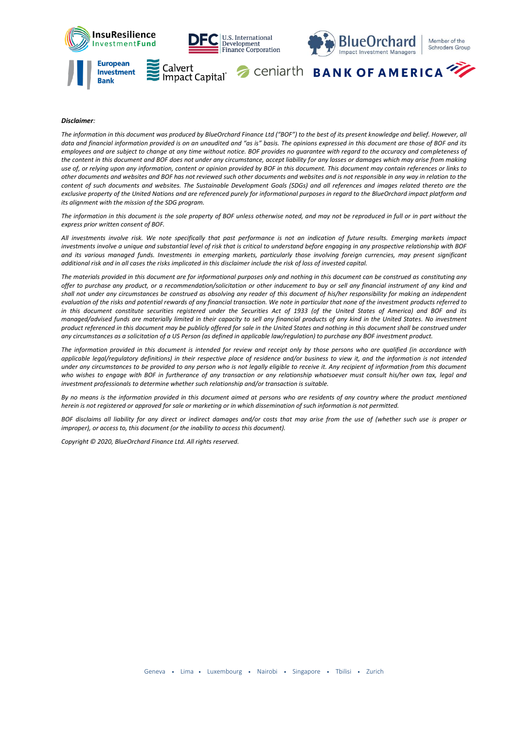InsuResilience InvestmentFund

DFC U.S. International Development Finance Corporation

BlueOrchard Impact Investment Managers | Member of the Schroders Group

European Investment Bank

Calvert Impact Capital

ceniarth

BANK OF AMERICA

***Disclaimer**:*

*The information in this document was produced by BlueOrchard Finance Ltd ("BOF") to the best of its present knowledge and belief. However, all data and financial information provided is on an unaudited and "as is" basis. The opinions expressed in this document are those of BOF and its employees and are subject to change at any time without notice. BOF provides no guarantee with regard to the accuracy and completeness of the content in this document and BOF does not under any circumstance, accept liability for any losses or damages which may arise from making use of, or relying upon any information, content or opinion provided by BOF in this document. This document may contain references or links to other documents and websites and BOF has not reviewed such other documents and websites and is not responsible in any way in relation to the content of such documents and websites. The Sustainable Development Goals (SDGs) and all references and images related thereto are the exclusive property of the United Nations and are referenced purely for informational purposes in regard to the BlueOrchard impact platform and its alignment with the mission of the SDG program.*

*The information in this document is the sole property of BOF unless otherwise noted, and may not be reproduced in full or in part without the express prior written consent of BOF.*

*All investments involve risk. We note specifically that past performance is not an indication of future results. Emerging markets impact investments involve a unique and substantial level of risk that is critical to understand before engaging in any prospective relationship with BOF and its various managed funds. Investments in emerging markets, particularly those involving foreign currencies, may present significant additional risk and in all cases the risks implicated in this disclaimer include the risk of loss of invested capital.*

*The materials provided in this document are for informational purposes only and nothing in this document can be construed as constituting any offer to purchase any product, or a recommendation/solicitation or other inducement to buy or sell any financial instrument of any kind and shall not under any circumstances be construed as absolving any reader of this document of his/her responsibility for making an independent evaluation of the risks and potential rewards of any financial transaction. We note in particular that none of the investment products referred to in this document constitute securities registered under the Securities Act of 1933 (of the United States of America) and BOF and its managed/advised funds are materially limited in their capacity to sell any financial products of any kind in the United States. No investment product referenced in this document may be publicly offered for sale in the United States and nothing in this document shall be construed under any circumstances as a solicitation of a US Person (as defined in applicable law/regulation) to purchase any BOF investment product.*

*The information provided in this document is intended for review and receipt only by those persons who are qualified (in accordance with applicable legal/regulatory definitions) in their respective place of residence and/or business to view it, and the information is not intended under any circumstances to be provided to any person who is not legally eligible to receive it. Any recipient of information from this document who wishes to engage with BOF in furtherance of any transaction or any relationship whatsoever must consult his/her own tax, legal and investment professionals to determine whether such relationship and/or transaction is suitable.*

*By no means is the information provided in this document aimed at persons who are residents of any country where the product mentioned herein is not registered or approved for sale or marketing or in which dissemination of such information is not permitted.*

*BOF disclaims all liability for any direct or indirect damages and/or costs that may arise from the use of (whether such use is proper or improper), or access to, this document (or the inability to access this document).*

*Copyright © 2020, BlueOrchard Finance Ltd. All rights reserved.*

Geneva • Lima • Luxembourg • Nairobi • Singapore • Tbilisi • Zurich